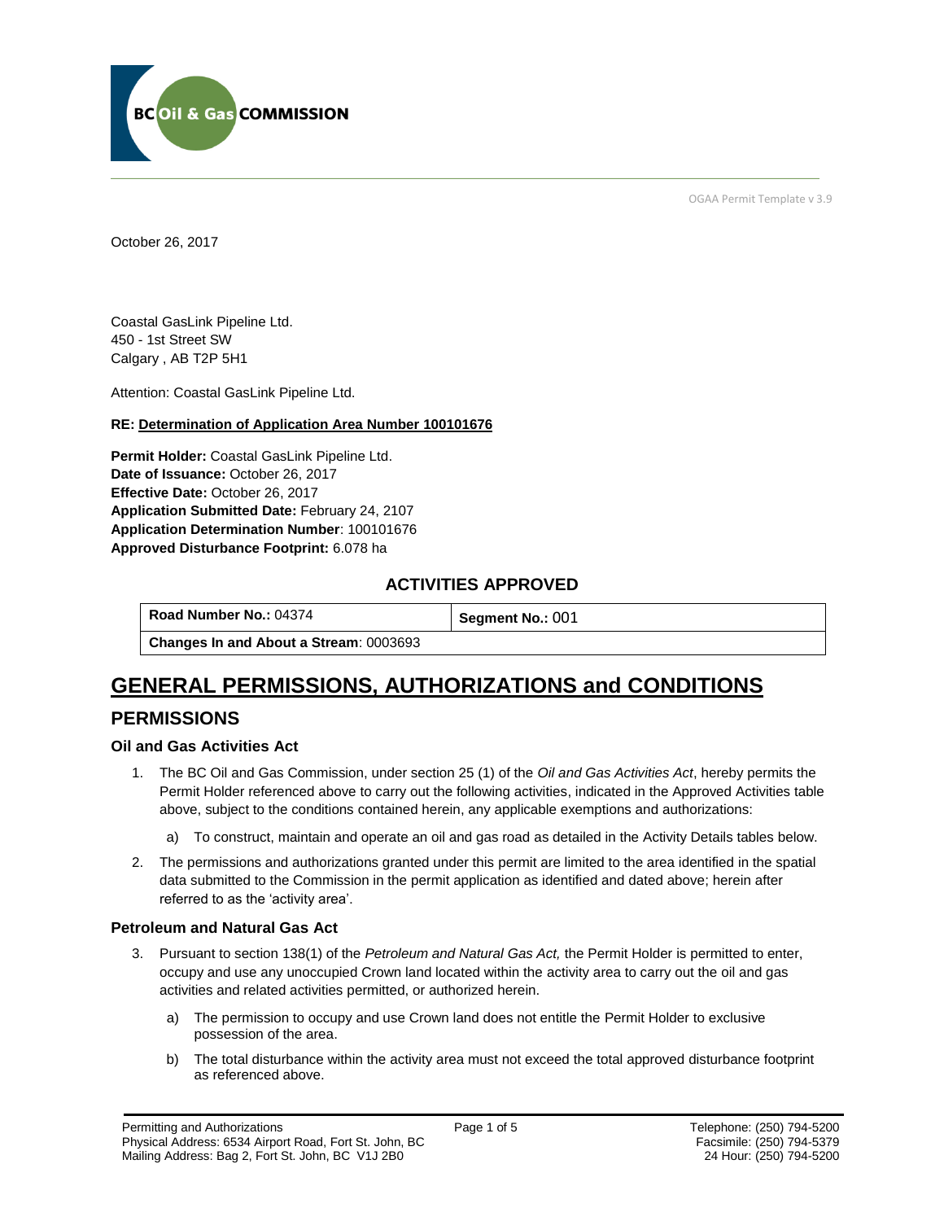OGAA Permit Template v 3.9

October 26, 2017

Coastal GasLink Pipeline Ltd.
450 - 1st Street SW
Calgary , AB T2P 5H1

Attention: Coastal GasLink Pipeline Ltd.

**RE: Determination of Application Area Number 100101676**

**Permit Holder:** Coastal GasLink Pipeline Ltd.
**Date of Issuance:** October 26, 2017
**Effective Date:** October 26, 2017
**Application Submitted Date:** February 24, 2107
**Application Determination Number**: 100101676
**Approved Disturbance Footprint:** 6.078 ha

### ACTIVITIES APPROVED

| **Road Number No.:** 04374 | **Segment No.:** 001 |
|---|---|
| **Changes In and About a Stream**: 0003693 | |

# GENERAL PERMISSIONS, AUTHORIZATIONS and CONDITIONS

## PERMISSIONS

### Oil and Gas Activities Act

1. The BC Oil and Gas Commission, under section 25 (1) of the *Oil and Gas Activities Act*, hereby permits the Permit Holder referenced above to carry out the following activities, indicated in the Approved Activities table above, subject to the conditions contained herein, any applicable exemptions and authorizations:

   a) To construct, maintain and operate an oil and gas road as detailed in the Activity Details tables below.

2. The permissions and authorizations granted under this permit are limited to the area identified in the spatial data submitted to the Commission in the permit application as identified and dated above; herein after referred to as the 'activity area'.

### Petroleum and Natural Gas Act

3. Pursuant to section 138(1) of the *Petroleum and Natural Gas Act,* the Permit Holder is permitted to enter, occupy and use any unoccupied Crown land located within the activity area to carry out the oil and gas activities and related activities permitted, or authorized herein.

   a) The permission to occupy and use Crown land does not entitle the Permit Holder to exclusive possession of the area.

   b) The total disturbance within the activity area must not exceed the total approved disturbance footprint as referenced above.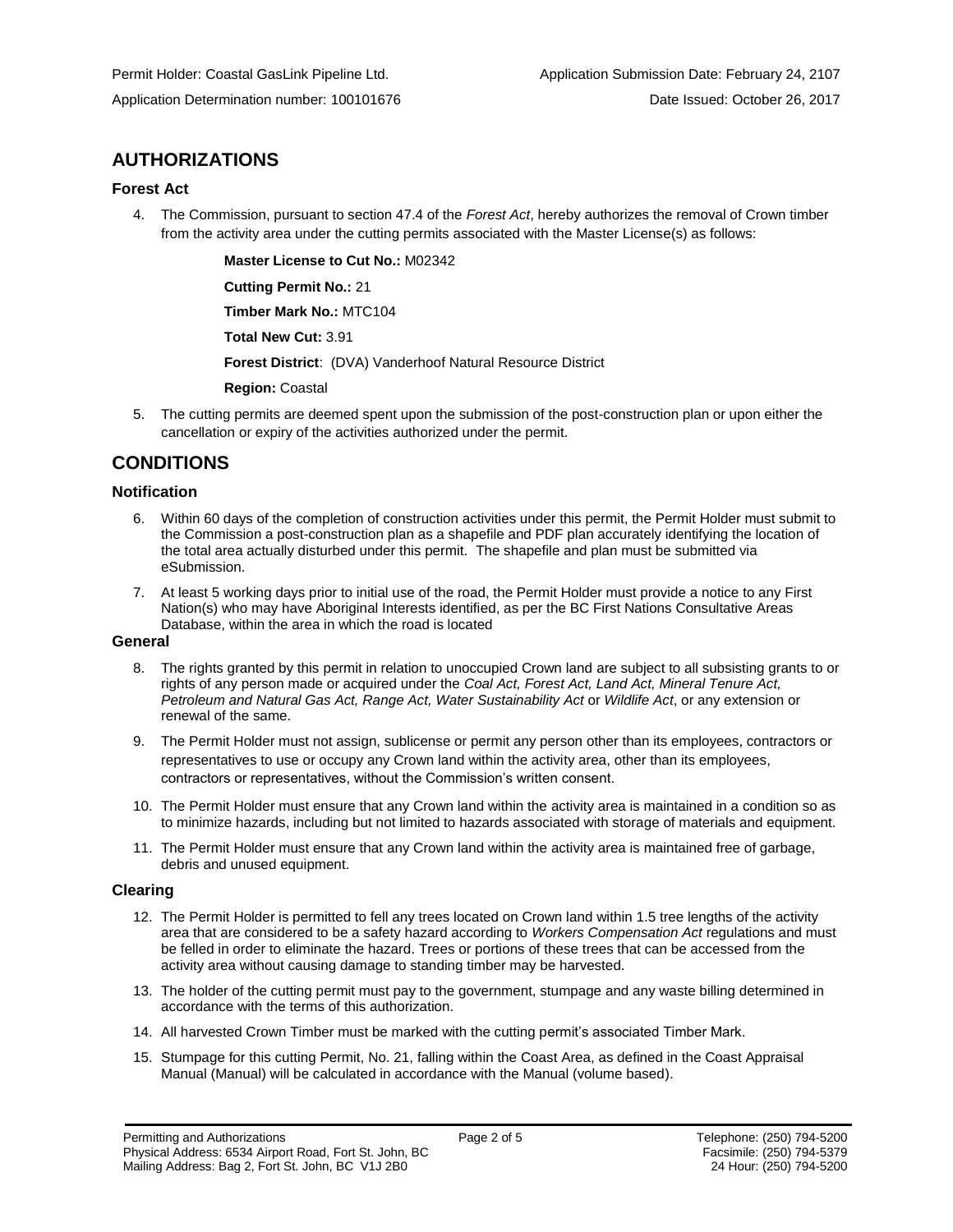Permit Holder: Coastal GasLink Pipeline Ltd.  Application Submission Date: February 24, 2107

Application Determination number: 100101676  Date Issued: October 26, 2017

## AUTHORIZATIONS

### Forest Act

4. The Commission, pursuant to section 47.4 of the *Forest Act*, hereby authorizes the removal of Crown timber from the activity area under the cutting permits associated with the Master License(s) as follows:

   **Master License to Cut No.:** M02342

   **Cutting Permit No.:** 21

   **Timber Mark No.:** MTC104

   **Total New Cut:** 3.91

   **Forest District**: (DVA) Vanderhoof Natural Resource District

   **Region:** Coastal

5. The cutting permits are deemed spent upon the submission of the post-construction plan or upon either the cancellation or expiry of the activities authorized under the permit.

## CONDITIONS

### Notification

6. Within 60 days of the completion of construction activities under this permit, the Permit Holder must submit to the Commission a post-construction plan as a shapefile and PDF plan accurately identifying the location of the total area actually disturbed under this permit. The shapefile and plan must be submitted via eSubmission.

7. At least 5 working days prior to initial use of the road, the Permit Holder must provide a notice to any First Nation(s) who may have Aboriginal Interests identified, as per the BC First Nations Consultative Areas Database, within the area in which the road is located

### General

8. The rights granted by this permit in relation to unoccupied Crown land are subject to all subsisting grants to or rights of any person made or acquired under the *Coal Act, Forest Act, Land Act, Mineral Tenure Act, Petroleum and Natural Gas Act, Range Act, Water Sustainability Act* or *Wildlife Act*, or any extension or renewal of the same.

9. The Permit Holder must not assign, sublicense or permit any person other than its employees, contractors or representatives to use or occupy any Crown land within the activity area, other than its employees, contractors or representatives, without the Commission's written consent.

10. The Permit Holder must ensure that any Crown land within the activity area is maintained in a condition so as to minimize hazards, including but not limited to hazards associated with storage of materials and equipment.

11. The Permit Holder must ensure that any Crown land within the activity area is maintained free of garbage, debris and unused equipment.

### Clearing

12. The Permit Holder is permitted to fell any trees located on Crown land within 1.5 tree lengths of the activity area that are considered to be a safety hazard according to *Workers Compensation Act* regulations and must be felled in order to eliminate the hazard. Trees or portions of these trees that can be accessed from the activity area without causing damage to standing timber may be harvested.

13. The holder of the cutting permit must pay to the government, stumpage and any waste billing determined in accordance with the terms of this authorization.

14. All harvested Crown Timber must be marked with the cutting permit's associated Timber Mark.

15. Stumpage for this cutting Permit, No. 21, falling within the Coast Area, as defined in the Coast Appraisal Manual (Manual) will be calculated in accordance with the Manual (volume based).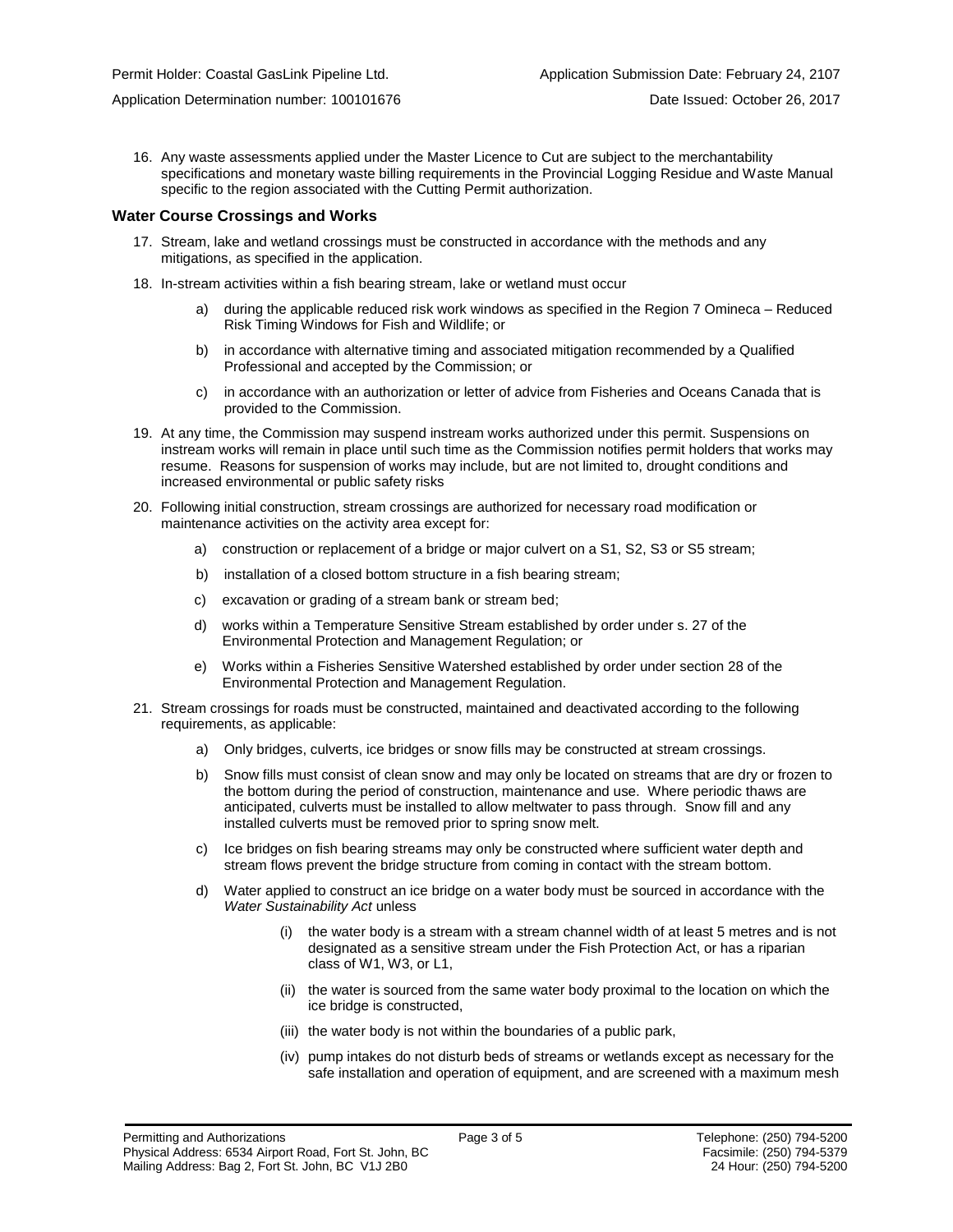16. Any waste assessments applied under the Master Licence to Cut are subject to the merchantability specifications and monetary waste billing requirements in the Provincial Logging Residue and Waste Manual specific to the region associated with the Cutting Permit authorization.

### Water Course Crossings and Works

17. Stream, lake and wetland crossings must be constructed in accordance with the methods and any mitigations, as specified in the application.

18. In-stream activities within a fish bearing stream, lake or wetland must occur

    a) during the applicable reduced risk work windows as specified in the Region 7 Omineca – Reduced Risk Timing Windows for Fish and Wildlife; or

    b) in accordance with alternative timing and associated mitigation recommended by a Qualified Professional and accepted by the Commission; or

    c) in accordance with an authorization or letter of advice from Fisheries and Oceans Canada that is provided to the Commission.

19. At any time, the Commission may suspend instream works authorized under this permit. Suspensions on instream works will remain in place until such time as the Commission notifies permit holders that works may resume. Reasons for suspension of works may include, but are not limited to, drought conditions and increased environmental or public safety risks

20. Following initial construction, stream crossings are authorized for necessary road modification or maintenance activities on the activity area except for:

    a) construction or replacement of a bridge or major culvert on a S1, S2, S3 or S5 stream;

    b) installation of a closed bottom structure in a fish bearing stream;

    c) excavation or grading of a stream bank or stream bed;

    d) works within a Temperature Sensitive Stream established by order under s. 27 of the Environmental Protection and Management Regulation; or

    e) Works within a Fisheries Sensitive Watershed established by order under section 28 of the Environmental Protection and Management Regulation.

21. Stream crossings for roads must be constructed, maintained and deactivated according to the following requirements, as applicable:

    a) Only bridges, culverts, ice bridges or snow fills may be constructed at stream crossings.

    b) Snow fills must consist of clean snow and may only be located on streams that are dry or frozen to the bottom during the period of construction, maintenance and use. Where periodic thaws are anticipated, culverts must be installed to allow meltwater to pass through. Snow fill and any installed culverts must be removed prior to spring snow melt.

    c) Ice bridges on fish bearing streams may only be constructed where sufficient water depth and stream flows prevent the bridge structure from coming in contact with the stream bottom.

    d) Water applied to construct an ice bridge on a water body must be sourced in accordance with the *Water Sustainability Act* unless

        (i) the water body is a stream with a stream channel width of at least 5 metres and is not designated as a sensitive stream under the Fish Protection Act, or has a riparian class of W1, W3, or L1,

        (ii) the water is sourced from the same water body proximal to the location on which the ice bridge is constructed,

        (iii) the water body is not within the boundaries of a public park,

        (iv) pump intakes do not disturb beds of streams or wetlands except as necessary for the safe installation and operation of equipment, and are screened with a maximum mesh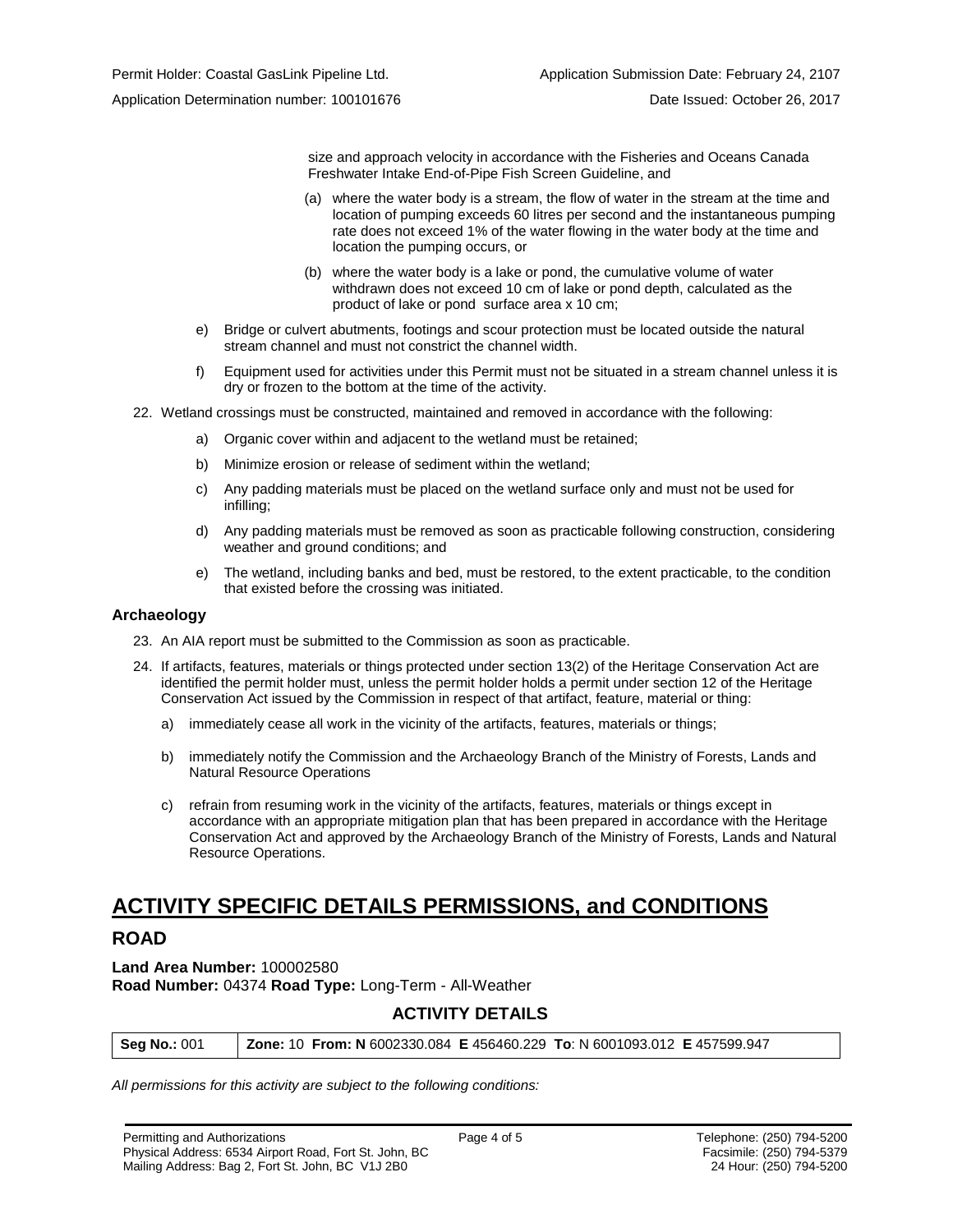size and approach velocity in accordance with the Fisheries and Oceans Canada Freshwater Intake End-of-Pipe Fish Screen Guideline, and

(a) where the water body is a stream, the flow of water in the stream at the time and location of pumping exceeds 60 litres per second and the instantaneous pumping rate does not exceed 1% of the water flowing in the water body at the time and location the pumping occurs, or

(b) where the water body is a lake or pond, the cumulative volume of water withdrawn does not exceed 10 cm of lake or pond depth, calculated as the product of lake or pond surface area x 10 cm;

e) Bridge or culvert abutments, footings and scour protection must be located outside the natural stream channel and must not constrict the channel width.

f) Equipment used for activities under this Permit must not be situated in a stream channel unless it is dry or frozen to the bottom at the time of the activity.

22. Wetland crossings must be constructed, maintained and removed in accordance with the following:

   a) Organic cover within and adjacent to the wetland must be retained;

   b) Minimize erosion or release of sediment within the wetland;

   c) Any padding materials must be placed on the wetland surface only and must not be used for infilling;

   d) Any padding materials must be removed as soon as practicable following construction, considering weather and ground conditions; and

   e) The wetland, including banks and bed, must be restored, to the extent practicable, to the condition that existed before the crossing was initiated.

### Archaeology

23. An AIA report must be submitted to the Commission as soon as practicable.

24. If artifacts, features, materials or things protected under section 13(2) of the Heritage Conservation Act are identified the permit holder must, unless the permit holder holds a permit under section 12 of the Heritage Conservation Act issued by the Commission in respect of that artifact, feature, material or thing:

   a) immediately cease all work in the vicinity of the artifacts, features, materials or things;

   b) immediately notify the Commission and the Archaeology Branch of the Ministry of Forests, Lands and Natural Resource Operations

   c) refrain from resuming work in the vicinity of the artifacts, features, materials or things except in accordance with an appropriate mitigation plan that has been prepared in accordance with the Heritage Conservation Act and approved by the Archaeology Branch of the Ministry of Forests, Lands and Natural Resource Operations.

# ACTIVITY SPECIFIC DETAILS PERMISSIONS, and CONDITIONS

## ROAD

**Land Area Number:** 100002580
**Road Number:** 04374 **Road Type:** Long-Term - All-Weather

### ACTIVITY DETAILS

| **Seg No.:** 001 | **Zone:** 10 **From: N** 6002330.084 **E** 456460.229 **To**: N 6001093.012 **E** 457599.947 |
|---|---|

*All permissions for this activity are subject to the following conditions:*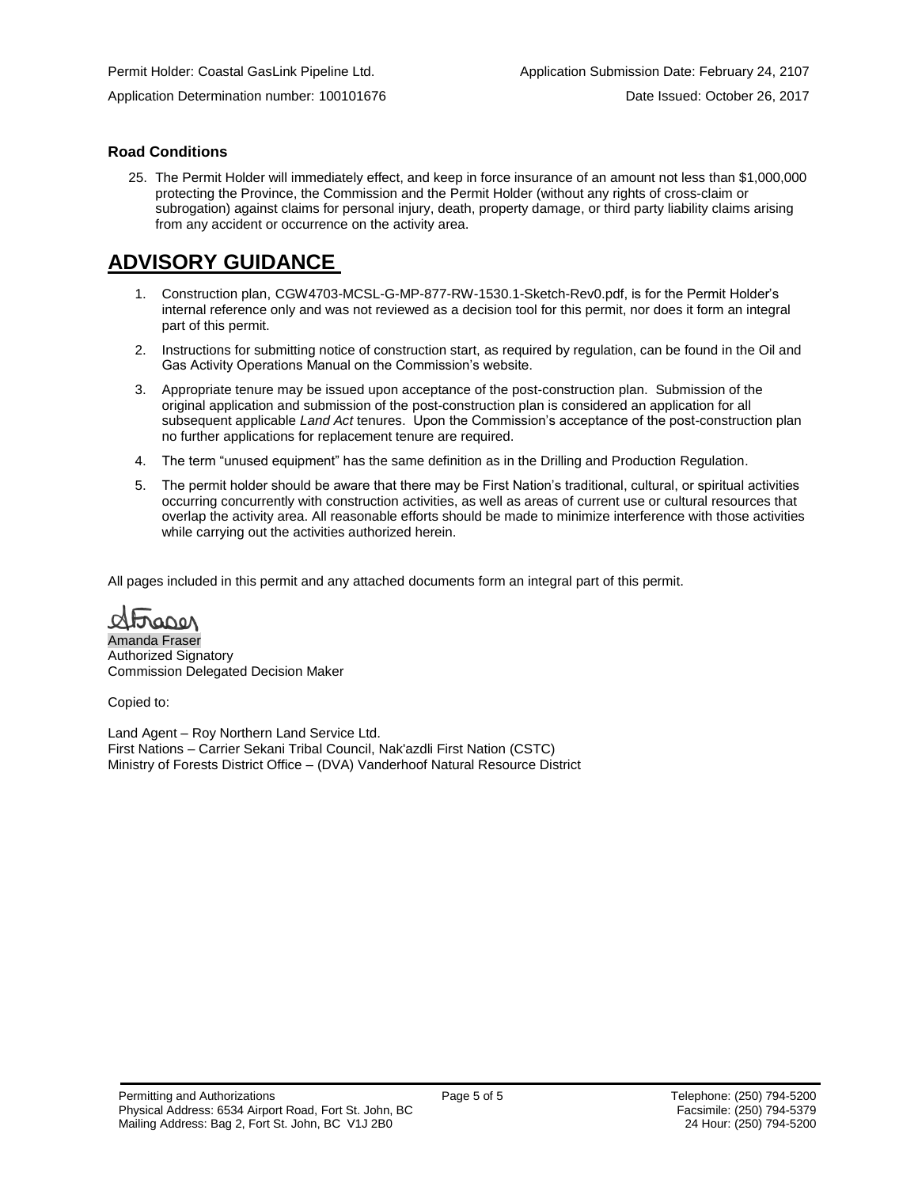Permit Holder: Coastal GasLink Pipeline Ltd.
Application Determination number: 100101676

Application Submission Date: February 24, 2107
Date Issued: October 26, 2017

### Road Conditions

25. The Permit Holder will immediately effect, and keep in force insurance of an amount not less than $1,000,000 protecting the Province, the Commission and the Permit Holder (without any rights of cross-claim or subrogation) against claims for personal injury, death, property damage, or third party liability claims arising from any accident or occurrence on the activity area.

## ADVISORY GUIDANCE

1. Construction plan, CGW4703-MCSL-G-MP-877-RW-1530.1-Sketch-Rev0.pdf, is for the Permit Holder's internal reference only and was not reviewed as a decision tool for this permit, nor does it form an integral part of this permit.
2. Instructions for submitting notice of construction start, as required by regulation, can be found in the Oil and Gas Activity Operations Manual on the Commission's website.
3. Appropriate tenure may be issued upon acceptance of the post-construction plan. Submission of the original application and submission of the post-construction plan is considered an application for all subsequent applicable *Land Act* tenures. Upon the Commission's acceptance of the post-construction plan no further applications for replacement tenure are required.
4. The term "unused equipment" has the same definition as in the Drilling and Production Regulation.
5. The permit holder should be aware that there may be First Nation's traditional, cultural, or spiritual activities occurring concurrently with construction activities, as well as areas of current use or cultural resources that overlap the activity area. All reasonable efforts should be made to minimize interference with those activities while carrying out the activities authorized herein.

All pages included in this permit and any attached documents form an integral part of this permit.

AFraser

Amanda Fraser
Authorized Signatory
Commission Delegated Decision Maker

Copied to:

Land Agent – Roy Northern Land Service Ltd.
First Nations – Carrier Sekani Tribal Council, Nak'azdli First Nation (CSTC)
Ministry of Forests District Office – (DVA) Vanderhoof Natural Resource District